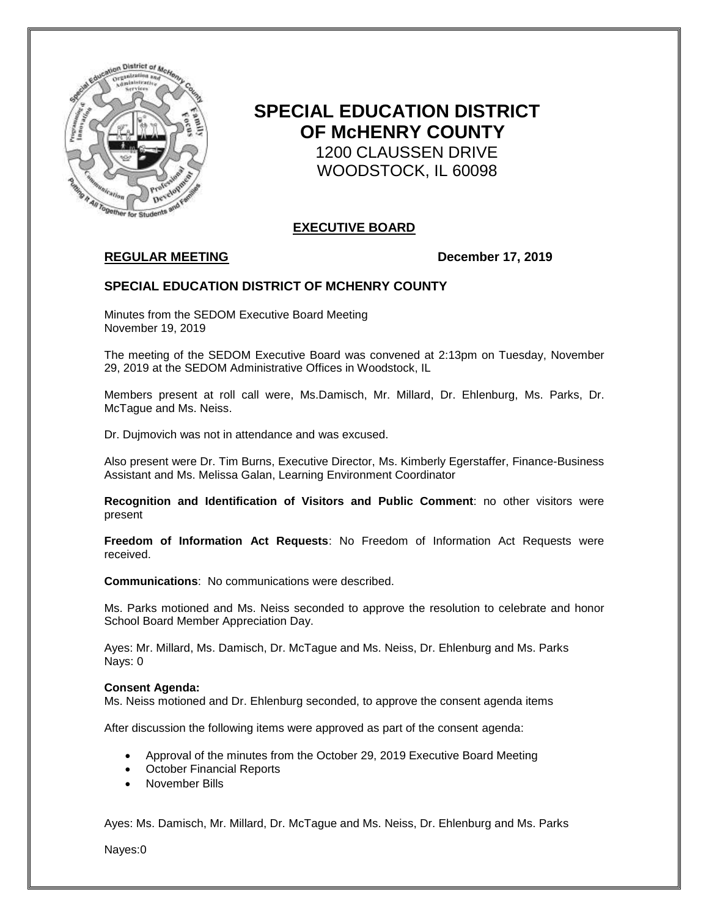# SPECIAL EDUCATION DISTRICT OF McHENRY COUNTY

1200 CLAUSSEN DRIVE
WOODSTOCK, IL 60098

## EXECUTIVE BOARD

**REGULAR MEETING** **December 17, 2019**

### SPECIAL EDUCATION DISTRICT OF MCHENRY COUNTY

Minutes from the SEDOM Executive Board Meeting
November 19, 2019

The meeting of the SEDOM Executive Board was convened at 2:13pm on Tuesday, November 29, 2019 at the SEDOM Administrative Offices in Woodstock, IL

Members present at roll call were, Ms.Damisch, Mr. Millard, Dr. Ehlenburg, Ms. Parks, Dr. McTague and Ms. Neiss.

Dr. Dujmovich was not in attendance and was excused.

Also present were Dr. Tim Burns, Executive Director, Ms. Kimberly Egerstaffer, Finance-Business Assistant and Ms. Melissa Galan, Learning Environment Coordinator

**Recognition and Identification of Visitors and Public Comment**: no other visitors were present

**Freedom of Information Act Requests**: No Freedom of Information Act Requests were received.

**Communications**: No communications were described.

Ms. Parks motioned and Ms. Neiss seconded to approve the resolution to celebrate and honor School Board Member Appreciation Day.

Ayes: Mr. Millard, Ms. Damisch, Dr. McTague and Ms. Neiss, Dr. Ehlenburg and Ms. Parks
Nays: 0

**Consent Agenda:**
Ms. Neiss motioned and Dr. Ehlenburg seconded, to approve the consent agenda items

After discussion the following items were approved as part of the consent agenda:

- Approval of the minutes from the October 29, 2019 Executive Board Meeting
- October Financial Reports
- November Bills

Ayes: Ms. Damisch, Mr. Millard, Dr. McTague and Ms. Neiss, Dr. Ehlenburg and Ms. Parks

Nayes:0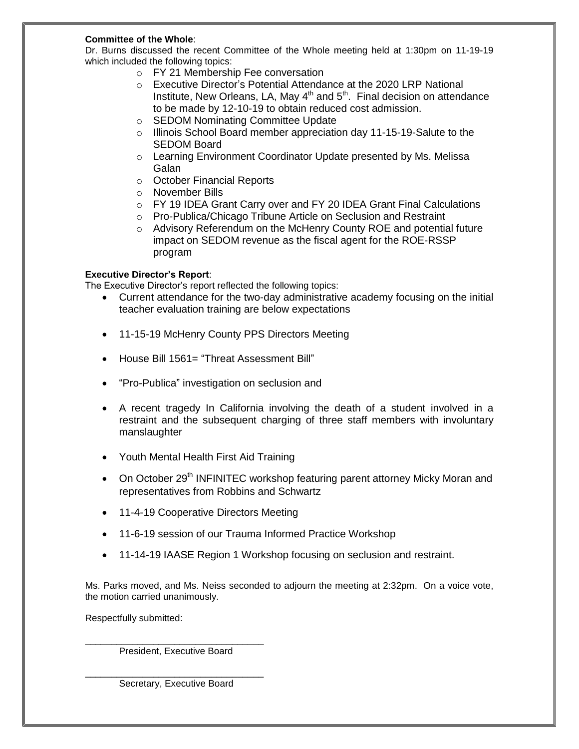**Committee of the Whole**:

Dr. Burns discussed the recent Committee of the Whole meeting held at 1:30pm on 11-19-19 which included the following topics:

- FY 21 Membership Fee conversation
- Executive Director's Potential Attendance at the 2020 LRP National Institute, New Orleans, LA, May 4th and 5th. Final decision on attendance to be made by 12-10-19 to obtain reduced cost admission.
- SEDOM Nominating Committee Update
- Illinois School Board member appreciation day 11-15-19-Salute to the SEDOM Board
- Learning Environment Coordinator Update presented by Ms. Melissa Galan
- October Financial Reports
- November Bills
- FY 19 IDEA Grant Carry over and FY 20 IDEA Grant Final Calculations
- Pro-Publica/Chicago Tribune Article on Seclusion and Restraint
- Advisory Referendum on the McHenry County ROE and potential future impact on SEDOM revenue as the fiscal agent for the ROE-RSSP program

**Executive Director's Report**:

The Executive Director's report reflected the following topics:

- Current attendance for the two-day administrative academy focusing on the initial teacher evaluation training are below expectations
- 11-15-19 McHenry County PPS Directors Meeting
- House Bill 1561= "Threat Assessment Bill"
- "Pro-Publica" investigation on seclusion and
- A recent tragedy In California involving the death of a student involved in a restraint and the subsequent charging of three staff members with involuntary manslaughter
- Youth Mental Health First Aid Training
- On October 29th INFINITEC workshop featuring parent attorney Micky Moran and representatives from Robbins and Schwartz
- 11-4-19 Cooperative Directors Meeting
- 11-6-19 session of our Trauma Informed Practice Workshop
- 11-14-19 IAASE Region 1 Workshop focusing on seclusion and restraint.

Ms. Parks moved, and Ms. Neiss seconded to adjourn the meeting at 2:32pm. On a voice vote, the motion carried unanimously.

Respectfully submitted:

\_\_\_\_\_\_\_\_\_\_\_\_\_\_\_\_\_\_\_\_\_\_\_\_\_\_\_\_\_\_\_\_\_\_
President, Executive Board

\_\_\_\_\_\_\_\_\_\_\_\_\_\_\_\_\_\_\_\_\_\_\_\_\_\_\_\_\_\_\_\_\_\_
Secretary, Executive Board